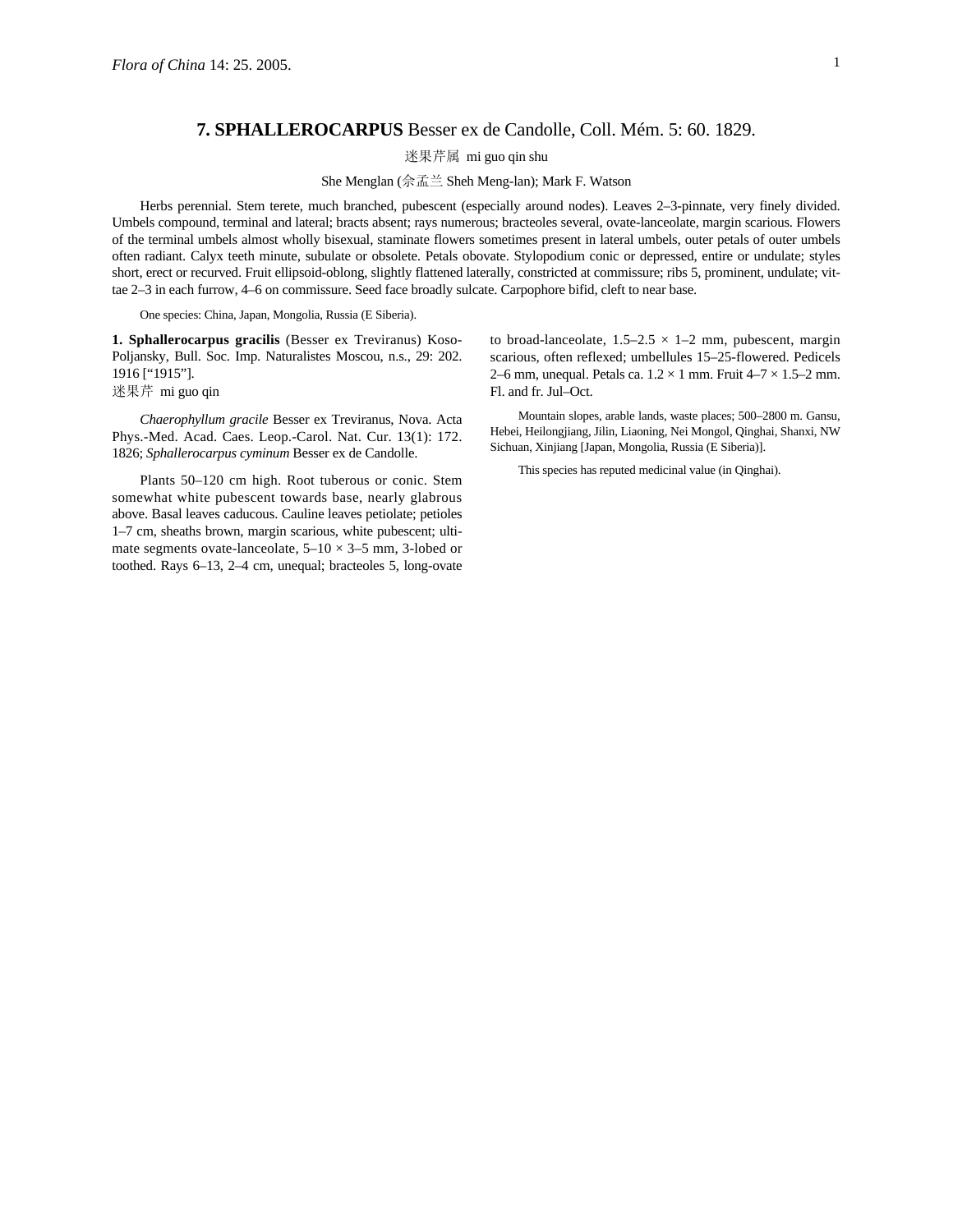# 7. SPHALLEROCARPUS Besser ex de Candolle, Coll. Mém. 5: 60. 1829.

迷果芹属 mi guo qin shu

She Menglan (佘孟兰 Sheh Meng-lan); Mark F. Watson

Herbs perennial. Stem terete, much branched, pubescent (especially around nodes). Leaves 2–3-pinnate, very finely divided. Umbels compound, terminal and lateral; bracts absent; rays numerous; bracteoles several, ovate-lanceolate, margin scarious. Flowers of the terminal umbels almost wholly bisexual, staminate flowers sometimes present in lateral umbels, outer petals of outer umbels often radiant. Calyx teeth minute, subulate or obsolete. Petals obovate. Stylopodium conic or depressed, entire or undulate; styles short, erect or recurved. Fruit ellipsoid-oblong, slightly flattened laterally, constricted at commissure; ribs 5, prominent, undulate; vittae 2–3 in each furrow, 4–6 on commissure. Seed face broadly sulcate. Carpophore bifid, cleft to near base.

One species: China, Japan, Mongolia, Russia (E Siberia).

**1. Sphallerocarpus gracilis** (Besser ex Treviranus) Koso-Poljansky, Bull. Soc. Imp. Naturalistes Moscou, n.s., 29: 202. 1916 [“1915”].

迷果芹 mi guo qin

*Chaerophyllum gracile* Besser ex Treviranus, Nova. Acta Phys.-Med. Acad. Caes. Leop.-Carol. Nat. Cur. 13(1): 172. 1826; *Sphallerocarpus cyminum* Besser ex de Candolle.

Plants 50–120 cm high. Root tuberous or conic. Stem somewhat white pubescent towards base, nearly glabrous above. Basal leaves caducous. Cauline leaves petiolate; petioles 1–7 cm, sheaths brown, margin scarious, white pubescent; ultimate segments ovate-lanceolate, 5–10 × 3–5 mm, 3-lobed or toothed. Rays 6–13, 2–4 cm, unequal; bracteoles 5, long-ovate to broad-lanceolate, 1.5–2.5 × 1–2 mm, pubescent, margin scarious, often reflexed; umbellules 15–25-flowered. Pedicels 2–6 mm, unequal. Petals ca. 1.2 × 1 mm. Fruit 4–7 × 1.5–2 mm. Fl. and fr. Jul–Oct.

Mountain slopes, arable lands, waste places; 500–2800 m. Gansu, Hebei, Heilongjiang, Jilin, Liaoning, Nei Mongol, Qinghai, Shanxi, NW Sichuan, Xinjiang [Japan, Mongolia, Russia (E Siberia)].

This species has reputed medicinal value (in Qinghai).